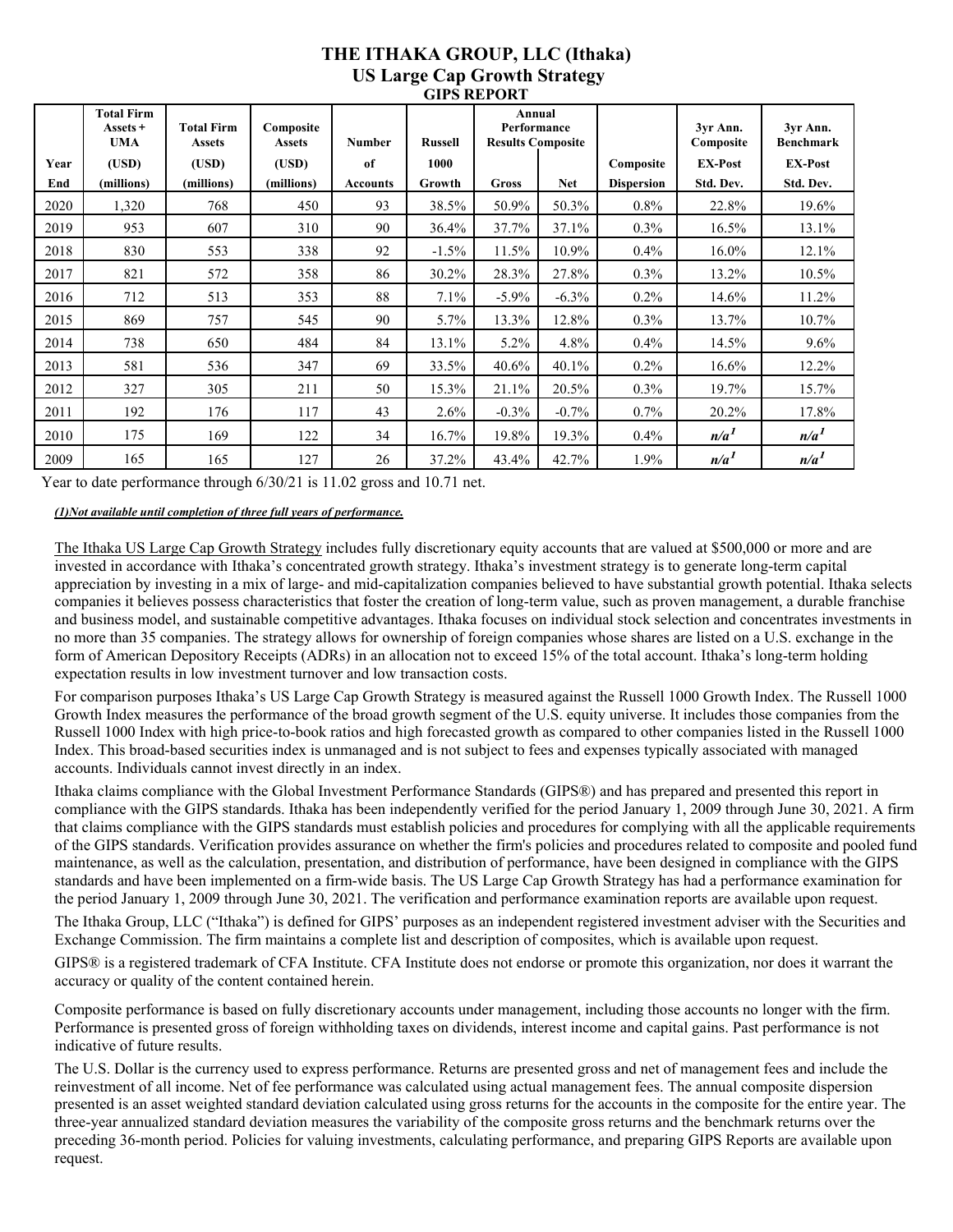# THE ITHAKA GROUP, LLC (Ithaka)
## US Large Cap Growth Strategy
### GIPS REPORT

| Year End | Total Firm Assets + UMA (USD) (millions) | Total Firm Assets (USD) (millions) | Composite Assets (USD) (millions) | Number of Accounts | Russell 1000 Growth | Annual Performance Results Composite | | Composite Dispersion | 3yr Ann. Composite EX-Post Std. Dev. | 3yr Ann. Benchmark EX-Post Std. Dev. |
|---|---|---|---|---|---|---|---|---|---|---|
| | | | | | | Gross | Net | | | |
| 2020 | 1,320 | 768 | 450 | 93 | 38.5% | 50.9% | 50.3% | 0.8% | 22.8% | 19.6% |
| 2019 | 953 | 607 | 310 | 90 | 36.4% | 37.7% | 37.1% | 0.3% | 16.5% | 13.1% |
| 2018 | 830 | 553 | 338 | 92 | -1.5% | 11.5% | 10.9% | 0.4% | 16.0% | 12.1% |
| 2017 | 821 | 572 | 358 | 86 | 30.2% | 28.3% | 27.8% | 0.3% | 13.2% | 10.5% |
| 2016 | 712 | 513 | 353 | 88 | 7.1% | -5.9% | -6.3% | 0.2% | 14.6% | 11.2% |
| 2015 | 869 | 757 | 545 | 90 | 5.7% | 13.3% | 12.8% | 0.3% | 13.7% | 10.7% |
| 2014 | 738 | 650 | 484 | 84 | 13.1% | 5.2% | 4.8% | 0.4% | 14.5% | 9.6% |
| 2013 | 581 | 536 | 347 | 69 | 33.5% | 40.6% | 40.1% | 0.2% | 16.6% | 12.2% |
| 2012 | 327 | 305 | 211 | 50 | 15.3% | 21.1% | 20.5% | 0.3% | 19.7% | 15.7% |
| 2011 | 192 | 176 | 117 | 43 | 2.6% | -0.3% | -0.7% | 0.7% | 20.2% | 17.8% |
| 2010 | 175 | 169 | 122 | 34 | 16.7% | 19.8% | 19.3% | 0.4% | n/a[1] | n/a[1] |
| 2009 | 165 | 165 | 127 | 26 | 37.2% | 43.4% | 42.7% | 1.9% | n/a[1] | n/a[1] |

Year to date performance through 6/30/21 is 11.02 gross and 10.71 net.

*(1)Not available until completion of three full years of performance.*

The Ithaka US Large Cap Growth Strategy includes fully discretionary equity accounts that are valued at $500,000 or more and are invested in accordance with Ithaka's concentrated growth strategy. Ithaka's investment strategy is to generate long-term capital appreciation by investing in a mix of large- and mid-capitalization companies believed to have substantial growth potential. Ithaka selects companies it believes possess characteristics that foster the creation of long-term value, such as proven management, a durable franchise and business model, and sustainable competitive advantages. Ithaka focuses on individual stock selection and concentrates investments in no more than 35 companies. The strategy allows for ownership of foreign companies whose shares are listed on a U.S. exchange in the form of American Depository Receipts (ADRs) in an allocation not to exceed 15% of the total account. Ithaka's long-term holding expectation results in low investment turnover and low transaction costs.

For comparison purposes Ithaka's US Large Cap Growth Strategy is measured against the Russell 1000 Growth Index. The Russell 1000 Growth Index measures the performance of the broad growth segment of the U.S. equity universe. It includes those companies from the Russell 1000 Index with high price-to-book ratios and high forecasted growth as compared to other companies listed in the Russell 1000 Index. This broad-based securities index is unmanaged and is not subject to fees and expenses typically associated with managed accounts. Individuals cannot invest directly in an index.

Ithaka claims compliance with the Global Investment Performance Standards (GIPS®) and has prepared and presented this report in compliance with the GIPS standards. Ithaka has been independently verified for the period January 1, 2009 through June 30, 2021. A firm that claims compliance with the GIPS standards must establish policies and procedures for complying with all the applicable requirements of the GIPS standards. Verification provides assurance on whether the firm's policies and procedures related to composite and pooled fund maintenance, as well as the calculation, presentation, and distribution of performance, have been designed in compliance with the GIPS standards and have been implemented on a firm-wide basis. The US Large Cap Growth Strategy has had a performance examination for the period January 1, 2009 through June 30, 2021. The verification and performance examination reports are available upon request.

The Ithaka Group, LLC ("Ithaka") is defined for GIPS' purposes as an independent registered investment adviser with the Securities and Exchange Commission. The firm maintains a complete list and description of composites, which is available upon request.

GIPS® is a registered trademark of CFA Institute. CFA Institute does not endorse or promote this organization, nor does it warrant the accuracy or quality of the content contained herein.

Composite performance is based on fully discretionary accounts under management, including those accounts no longer with the firm. Performance is presented gross of foreign withholding taxes on dividends, interest income and capital gains. Past performance is not indicative of future results.

The U.S. Dollar is the currency used to express performance. Returns are presented gross and net of management fees and include the reinvestment of all income. Net of fee performance was calculated using actual management fees. The annual composite dispersion presented is an asset weighted standard deviation calculated using gross returns for the accounts in the composite for the entire year. The three-year annualized standard deviation measures the variability of the composite gross returns and the benchmark returns over the preceding 36-month period. Policies for valuing investments, calculating performance, and preparing GIPS Reports are available upon request.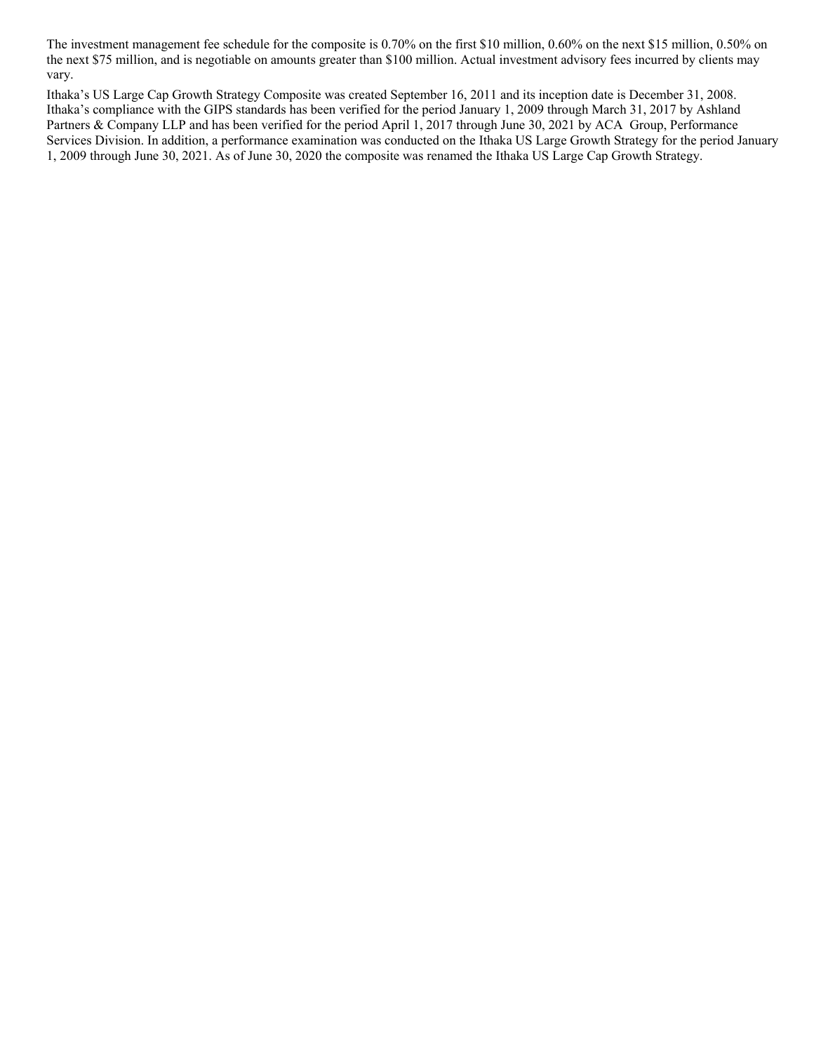The investment management fee schedule for the composite is 0.70% on the first $10 million, 0.60% on the next $15 million, 0.50% on the next $75 million, and is negotiable on amounts greater than $100 million. Actual investment advisory fees incurred by clients may vary.

Ithaka's US Large Cap Growth Strategy Composite was created September 16, 2011 and its inception date is December 31, 2008. Ithaka's compliance with the GIPS standards has been verified for the period January 1, 2009 through March 31, 2017 by Ashland Partners & Company LLP and has been verified for the period April 1, 2017 through June 30, 2021 by ACA Group, Performance Services Division. In addition, a performance examination was conducted on the Ithaka US Large Growth Strategy for the period January 1, 2009 through June 30, 2021. As of June 30, 2020 the composite was renamed the Ithaka US Large Cap Growth Strategy.